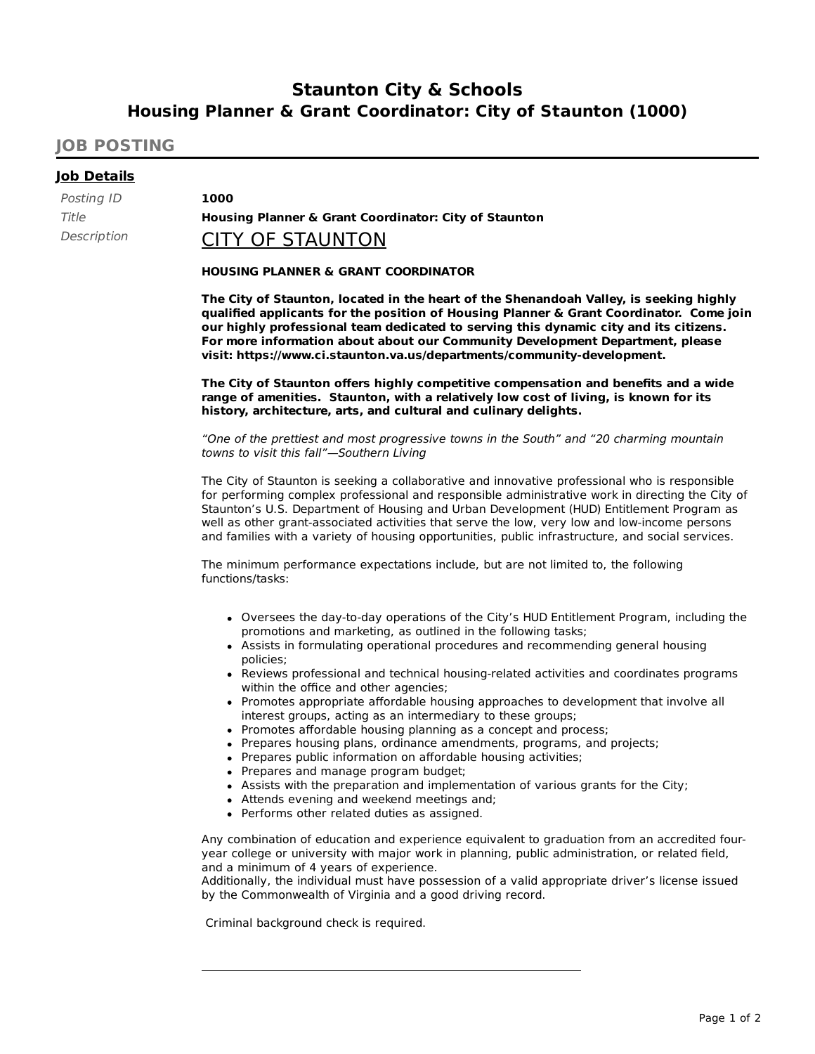# Staunton City & Schools
## Housing Planner & Grant Coordinator: City of Staunton (1000)

## JOB POSTING

### Job Details

*Posting ID* **1000**

*Title* **Housing Planner & Grant Coordinator: City of Staunton**

*Description*

CITY OF STAUNTON

**HOUSING PLANNER & GRANT COORDINATOR**

**The City of Staunton, located in the heart of the Shenandoah Valley, is seeking highly qualified applicants for the position of Housing Planner & Grant Coordinator. Come join our highly professional team dedicated to serving this dynamic city and its citizens. For more information about about our Community Development Department, please visit: https://www.ci.staunton.va.us/departments/community-development.**

**The City of Staunton offers highly competitive compensation and benefits and a wide range of amenities. Staunton, with a relatively low cost of living, is known for its history, architecture, arts, and cultural and culinary delights.**

*"One of the prettiest and most progressive towns in the South" and "20 charming mountain towns to visit this fall"—Southern Living*

The City of Staunton is seeking a collaborative and innovative professional who is responsible for performing complex professional and responsible administrative work in directing the City of Staunton's U.S. Department of Housing and Urban Development (HUD) Entitlement Program as well as other grant-associated activities that serve the low, very low and low-income persons and families with a variety of housing opportunities, public infrastructure, and social services.

The minimum performance expectations include, but are not limited to, the following functions/tasks:

- Oversees the day-to-day operations of the City's HUD Entitlement Program, including the promotions and marketing, as outlined in the following tasks;
- Assists in formulating operational procedures and recommending general housing policies;
- Reviews professional and technical housing-related activities and coordinates programs within the office and other agencies;
- Promotes appropriate affordable housing approaches to development that involve all interest groups, acting as an intermediary to these groups;
- Promotes affordable housing planning as a concept and process;
- Prepares housing plans, ordinance amendments, programs, and projects;
- Prepares public information on affordable housing activities;
- Prepares and manage program budget;
- Assists with the preparation and implementation of various grants for the City;
- Attends evening and weekend meetings and;
- Performs other related duties as assigned.

Any combination of education and experience equivalent to graduation from an accredited four-year college or university with major work in planning, public administration, or related field, and a minimum of 4 years of experience.
Additionally, the individual must have possession of a valid appropriate driver's license issued by the Commonwealth of Virginia and a good driving record.

Criminal background check is required.

---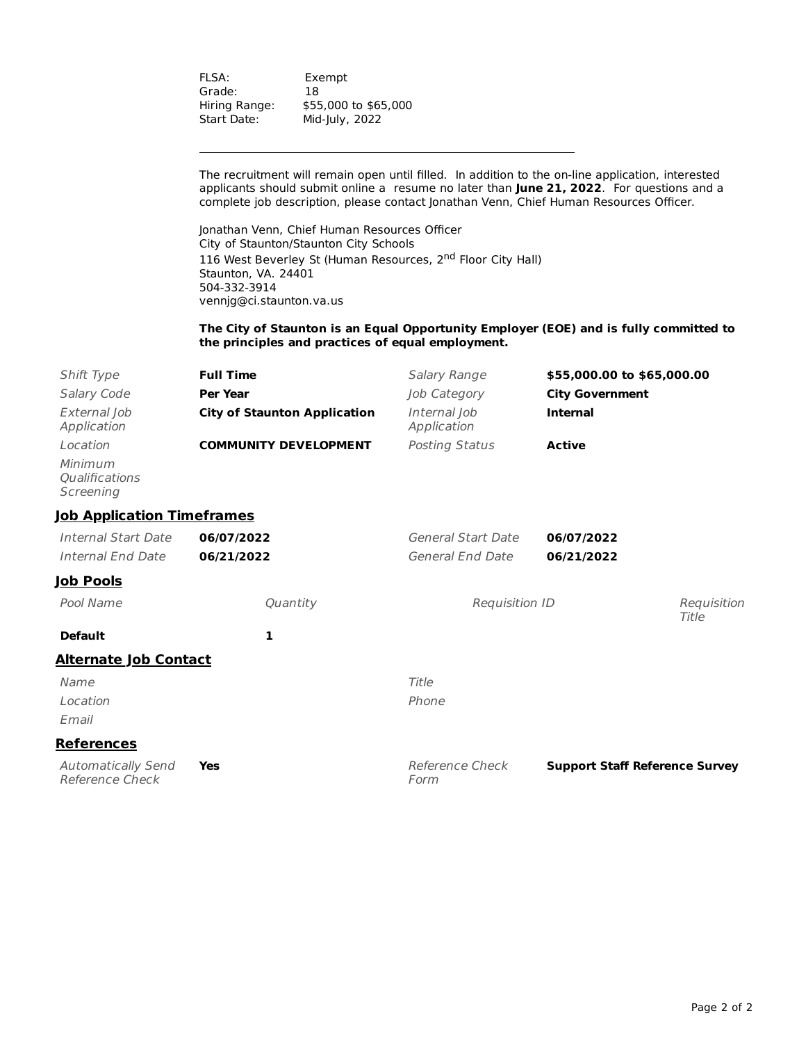FLSA: Exempt
Grade: 18
Hiring Range: $55,000 to $65,000
Start Date: Mid-July, 2022

---

The recruitment will remain open until filled. In addition to the on-line application, interested applicants should submit online a resume no later than **June 21, 2022**. For questions and a complete job description, please contact Jonathan Venn, Chief Human Resources Officer.

Jonathan Venn, Chief Human Resources Officer
City of Staunton/Staunton City Schools
116 West Beverley St (Human Resources, 2nd Floor City Hall)
Staunton, VA. 24401
504-332-3914
vennjg@ci.staunton.va.us

**The City of Staunton is an Equal Opportunity Employer (EOE) and is fully committed to the principles and practices of equal employment.**

| | | | |
|---|---|---|---|
| *Shift Type* | **Full Time** | *Salary Range* | **$55,000.00 to $65,000.00** |
| *Salary Code* | **Per Year** | *Job Category* | **City Government** |
| *External Job Application* | **City of Staunton Application** | *Internal Job Application* | **Internal** |
| *Location* | **COMMUNITY DEVELOPMENT** | *Posting Status* | **Active** |
| *Minimum Qualifications Screening* | | | |

## Job Application Timeframes

| | | | |
|---|---|---|---|
| *Internal Start Date* | **06/07/2022** | *General Start Date* | **06/07/2022** |
| *Internal End Date* | **06/21/2022** | *General End Date* | **06/21/2022** |

## Job Pools

| *Pool Name* | *Quantity* | *Requisition ID* | *Requisition Title* |
|---|---|---|---|
| **Default** | **1** | | |

## Alternate Job Contact

| | | | |
|---|---|---|---|
| *Name* | | *Title* | |
| *Location* | | *Phone* | |
| *Email* | | | |

## References

| | | | |
|---|---|---|---|
| *Automatically Send Reference Check* | **Yes** | *Reference Check Form* | **Support Staff Reference Survey** |